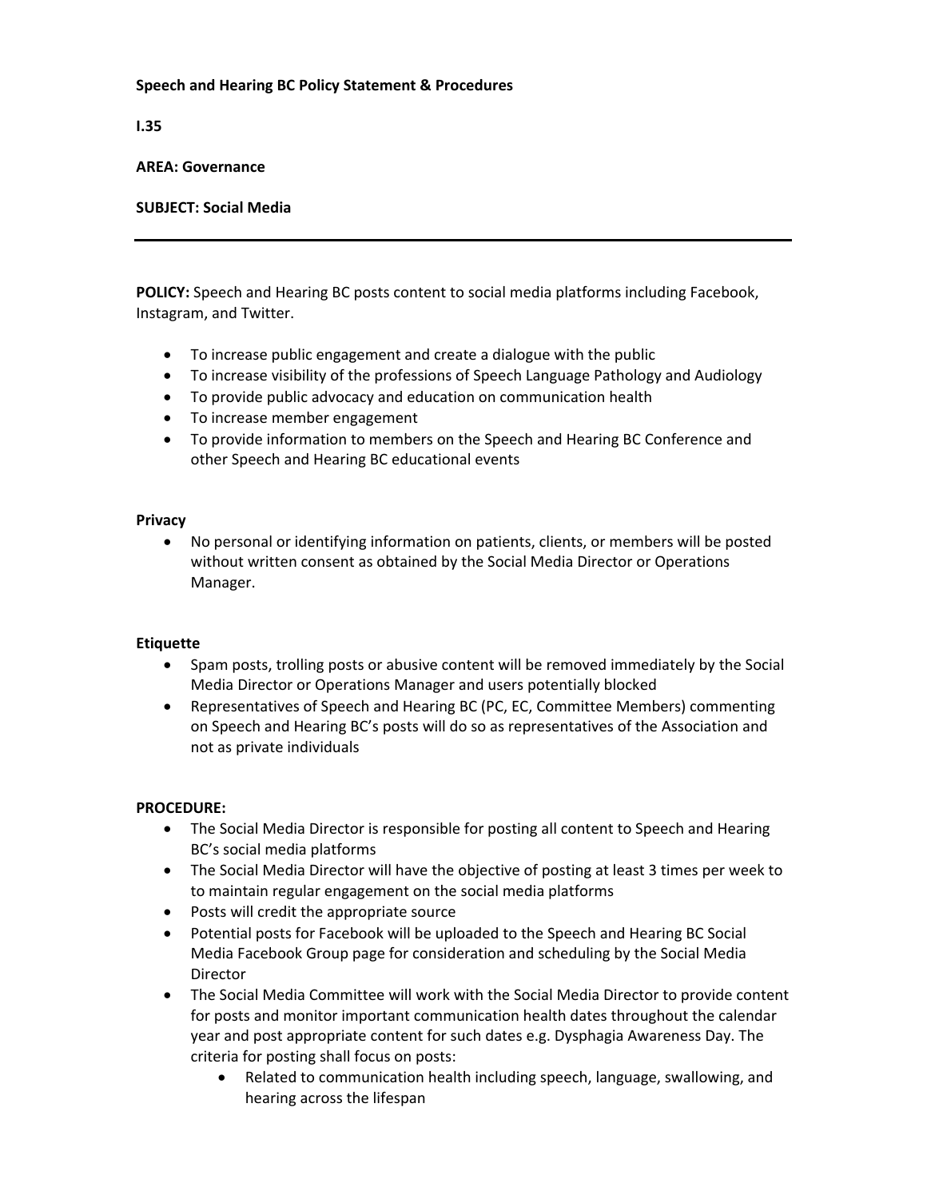**Speech and Hearing BC Policy Statement & Procedures**

**I.35**

**AREA: Governance**

**SUBJECT: Social Media**

---

**POLICY:** Speech and Hearing BC posts content to social media platforms including Facebook, Instagram, and Twitter.

- To increase public engagement and create a dialogue with the public
- To increase visibility of the professions of Speech Language Pathology and Audiology
- To provide public advocacy and education on communication health
- To increase member engagement
- To provide information to members on the Speech and Hearing BC Conference and other Speech and Hearing BC educational events

**Privacy**

- No personal or identifying information on patients, clients, or members will be posted without written consent as obtained by the Social Media Director or Operations Manager.

**Etiquette**

- Spam posts, trolling posts or abusive content will be removed immediately by the Social Media Director or Operations Manager and users potentially blocked
- Representatives of Speech and Hearing BC (PC, EC, Committee Members) commenting on Speech and Hearing BC's posts will do so as representatives of the Association and not as private individuals

**PROCEDURE:**

- The Social Media Director is responsible for posting all content to Speech and Hearing BC's social media platforms
- The Social Media Director will have the objective of posting at least 3 times per week to to maintain regular engagement on the social media platforms
- Posts will credit the appropriate source
- Potential posts for Facebook will be uploaded to the Speech and Hearing BC Social Media Facebook Group page for consideration and scheduling by the Social Media Director
- The Social Media Committee will work with the Social Media Director to provide content for posts and monitor important communication health dates throughout the calendar year and post appropriate content for such dates e.g. Dysphagia Awareness Day. The criteria for posting shall focus on posts:
  - Related to communication health including speech, language, swallowing, and hearing across the lifespan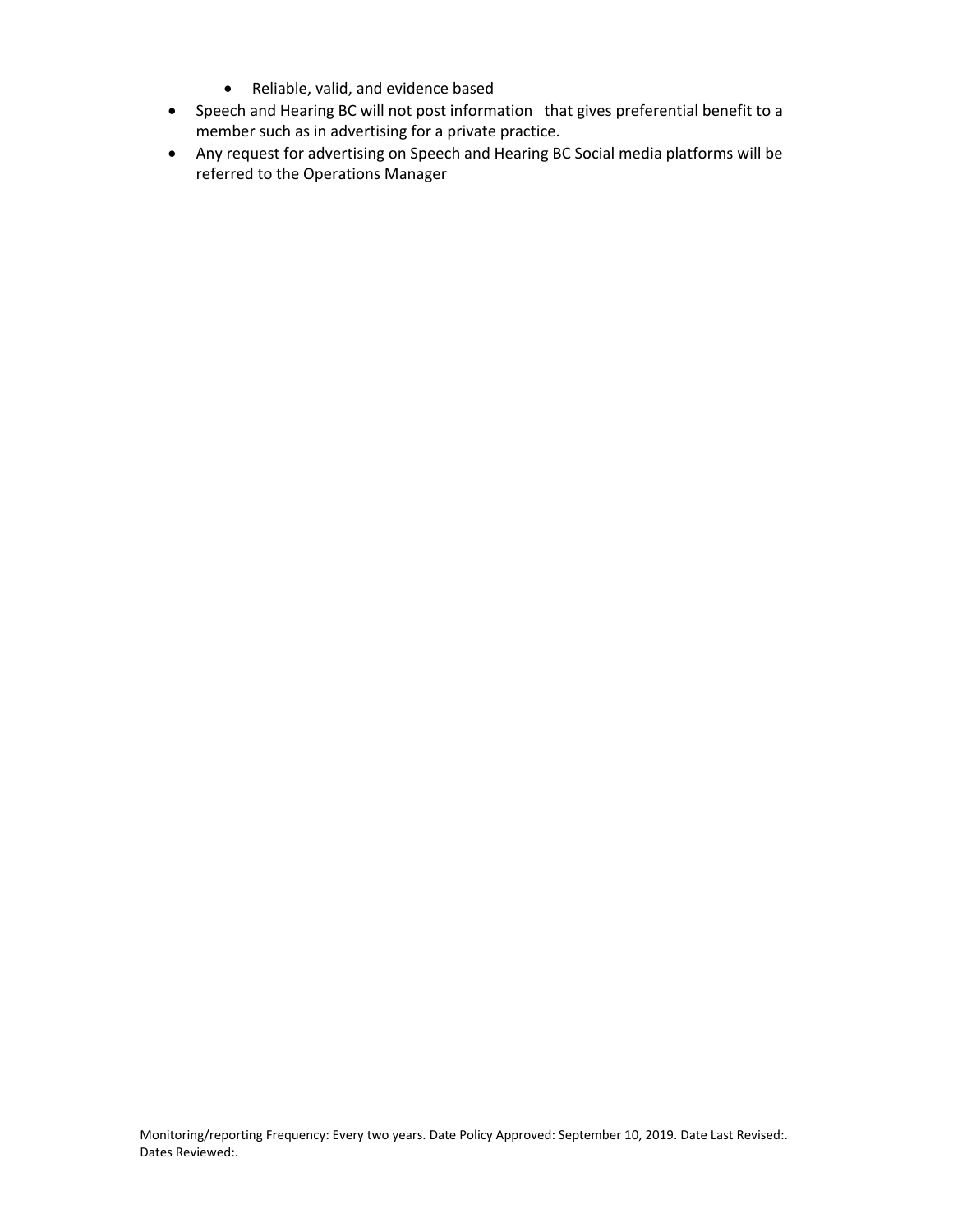- Reliable, valid, and evidence based
- Speech and Hearing BC will not post information that gives preferential benefit to a member such as in advertising for a private practice.
- Any request for advertising on Speech and Hearing BC Social media platforms will be referred to the Operations Manager

Monitoring/reporting Frequency: Every two years. Date Policy Approved: September 10, 2019. Date Last Revised:. Dates Reviewed:.